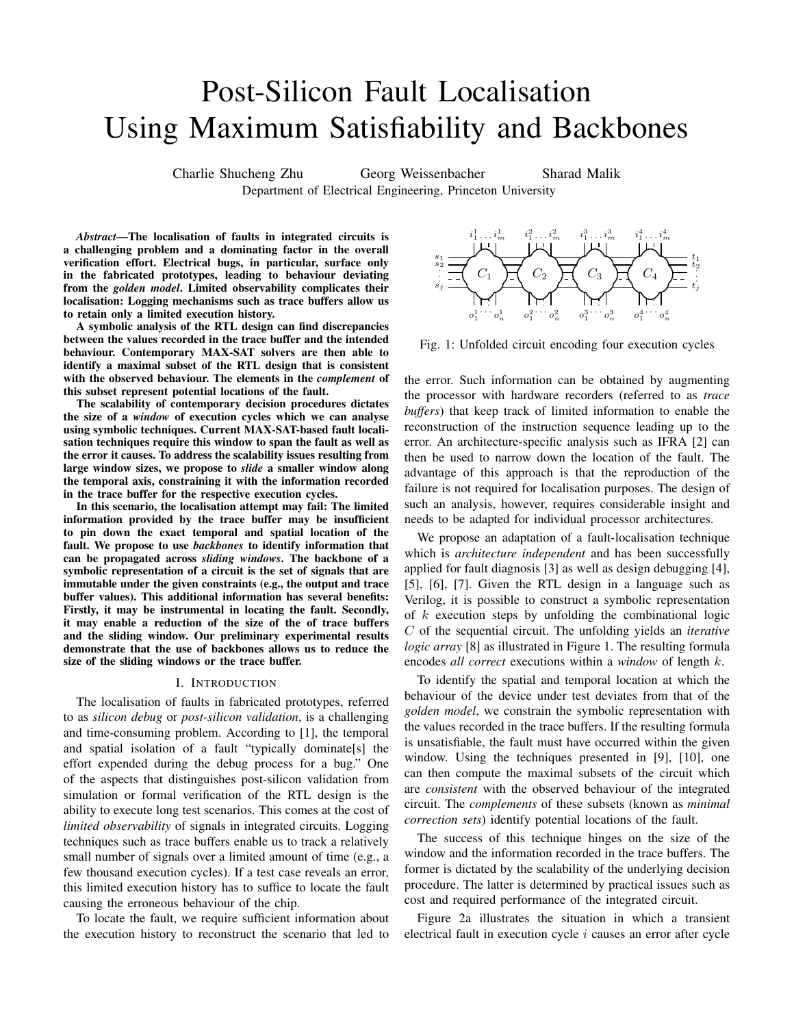# Post-Silicon Fault Localisation Using Maximum Satisfiability and Backbones

Charlie Shucheng Zhu    Georg Weissenbacher    Sharad Malik

Department of Electrical Engineering, Princeton University

***Abstract*—The localisation of faults in integrated circuits is a challenging problem and a dominating factor in the overall verification effort. Electrical bugs, in particular, surface only in the fabricated prototypes, leading to behaviour deviating from the *golden model*. Limited observability complicates their localisation: Logging mechanisms such as trace buffers allow us to retain only a limited execution history.**

**A symbolic analysis of the RTL design can find discrepancies between the values recorded in the trace buffer and the intended behaviour. Contemporary MAX-SAT solvers are then able to identify a maximal subset of the RTL design that is consistent with the observed behaviour. The elements in the *complement* of this subset represent potential locations of the fault.**

**The scalability of contemporary decision procedures dictates the size of a *window* of execution cycles which we can analyse using symbolic techniques. Current MAX-SAT-based fault localisation techniques require this window to span the fault as well as the error it causes. To address the scalability issues resulting from large window sizes, we propose to *slide* a smaller window along the temporal axis, constraining it with the information recorded in the trace buffer for the respective execution cycles.**

**In this scenario, the localisation attempt may fail: The limited information provided by the trace buffer may be insufficient to pin down the exact temporal and spatial location of the fault. We propose to use *backbones* to identify information that can be propagated across *sliding windows*. The backbone of a symbolic representation of a circuit is the set of signals that are immutable under the given constraints (e.g., the output and trace buffer values). This additional information has several benefits: Firstly, it may be instrumental in locating the fault. Secondly, it may enable a reduction of the size of the of trace buffers and the sliding window. Our preliminary experimental results demonstrate that the use of backbones allows us to reduce the size of the sliding windows or the trace buffer.**

## I. Introduction

The localisation of faults in fabricated prototypes, referred to as *silicon debug* or *post-silicon validation*, is a challenging and time-consuming problem. According to [1], the temporal and spatial isolation of a fault "typically dominate[s] the effort expended during the debug process for a bug." One of the aspects that distinguishes post-silicon validation from simulation or formal verification of the RTL design is the ability to execute long test scenarios. This comes at the cost of *limited observability* of signals in integrated circuits. Logging techniques such as trace buffers enable us to track a relatively small number of signals over a limited amount of time (e.g., a few thousand execution cycles). If a test case reveals an error, this limited execution history has to suffice to locate the fault causing the erroneous behaviour of the chip.

To locate the fault, we require sufficient information about the execution history to reconstruct the scenario that led to the error. Such information can be obtained by augmenting the processor with hardware recorders (referred to as *trace buffers*) that keep track of limited information to enable the reconstruction of the instruction sequence leading up to the error. An architecture-specific analysis such as IFRA [2] can then be used to narrow down the location of the fault. The advantage of this approach is that the reproduction of the failure is not required for localisation purposes. The design of such an analysis, however, requires considerable insight and needs to be adapted for individual processor architectures.

Fig. 1: Unfolded circuit encoding four execution cycles

We propose an adaptation of a fault-localisation technique which is *architecture independent* and has been successfully applied for fault diagnosis [3] as well as design debugging [4], [5], [6], [7]. Given the RTL design in a language such as Verilog, it is possible to construct a symbolic representation of $k$ execution steps by unfolding the combinational logic $C$ of the sequential circuit. The unfolding yields an *iterative logic array* [8] as illustrated in Figure 1. The resulting formula encodes *all correct* executions within a *window* of length $k$.

To identify the spatial and temporal location at which the behaviour of the device under test deviates from that of the *golden model*, we constrain the symbolic representation with the values recorded in the trace buffers. If the resulting formula is unsatisfiable, the fault must have occurred within the given window. Using the techniques presented in [9], [10], one can then compute the maximal subsets of the circuit which are *consistent* with the observed behaviour of the integrated circuit. The *complements* of these subsets (known as *minimal correction sets*) identify potential locations of the fault.

The success of this technique hinges on the size of the window and the information recorded in the trace buffers. The former is dictated by the scalability of the underlying decision procedure. The latter is determined by practical issues such as cost and required performance of the integrated circuit.

Figure 2a illustrates the situation in which a transient electrical fault in execution cycle $i$ causes an error after cycle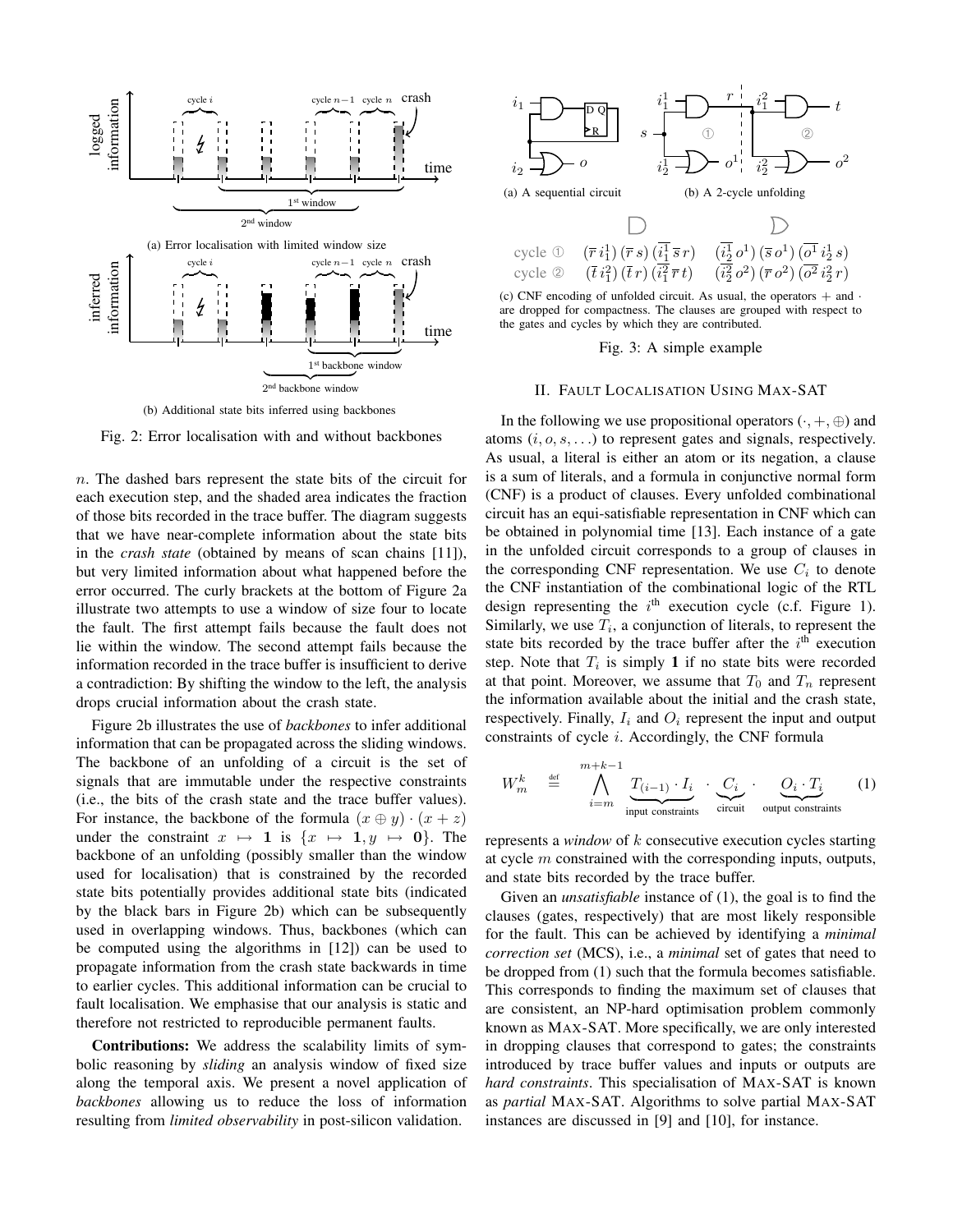(a) Error localisation with limited window size

(b) Additional state bits inferred using backbones

Fig. 2: Error localisation with and without backbones

$n$. The dashed bars represent the state bits of the circuit for each execution step, and the shaded area indicates the fraction of those bits recorded in the trace buffer. The diagram suggests that we have near-complete information about the state bits in the *crash state* (obtained by means of scan chains [11]), but very limited information about what happened before the error occurred. The curly brackets at the bottom of Figure 2a illustrate two attempts to use a window of size four to locate the fault. The first attempt fails because the fault does not lie within the window. The second attempt fails because the information recorded in the trace buffer is insufficient to derive a contradiction: By shifting the window to the left, the analysis drops crucial information about the crash state.

Figure 2b illustrates the use of *backbones* to infer additional information that can be propagated across the sliding windows. The backbone of an unfolding of a circuit is the set of signals that are immutable under the respective constraints (i.e., the bits of the crash state and the trace buffer values). For instance, the backbone of the formula $(x \oplus y) \cdot (x + z)$ under the constraint $x \mapsto \mathbf{1}$ is $\{x \mapsto \mathbf{1}, y \mapsto \mathbf{0}\}$. The backbone of an unfolding (possibly smaller than the window used for localisation) that is constrained by the recorded state bits potentially provides additional state bits (indicated by the black bars in Figure 2b) which can be subsequently used in overlapping windows. Thus, backbones (which can be computed using the algorithms in [12]) can be used to propagate information from the crash state backwards in time to earlier cycles. This additional information can be crucial to fault localisation. We emphasise that our analysis is static and therefore not restricted to reproducible permanent faults.

**Contributions:** We address the scalability limits of symbolic reasoning by *sliding* an analysis window of fixed size along the temporal axis. We present a novel application of *backbones* allowing us to reduce the loss of information resulting from *limited observability* in post-silicon validation.

(a) A sequential circuit

(b) A 2-cycle unfolding

| | | |
|---|---|---|
| cycle ① | $(\overline{r}\, i_1^1)\,(\overline{r}\, s)\,(\overline{i_1^1}\,\overline{s}\, r)$ | $(\overline{i_2^1}\, o^1)\,(\overline{s}\, o^1)\,(\overline{o^1}\, i_2^1\, s)$ |
| cycle ② | $(\overline{t}\, i_1^2)\,(\overline{t}\, r)\,(\overline{i_1^2}\,\overline{r}\, t)$ | $(\overline{i_2^2}\, o^2)\,(\overline{r}\, o^2)\,(\overline{o^2}\, i_2^2\, r)$ |

(c) CNF encoding of unfolded circuit. As usual, the operators $+$ and $\cdot$ are dropped for compactness. The clauses are grouped with respect to the gates and cycles by which they are contributed.

Fig. 3: A simple example

## II. Fault Localisation Using Max-SAT

In the following we use propositional operators $(\cdot, +, \oplus)$ and atoms $(i, o, s, \ldots)$ to represent gates and signals, respectively. As usual, a literal is either an atom or its negation, a clause is a sum of literals, and a formula in conjunctive normal form (CNF) is a product of clauses. Every unfolded combinational circuit has an equi-satisfiable representation in CNF which can be obtained in polynomial time [13]. Each instance of a gate in the unfolded circuit corresponds to a group of clauses in the corresponding CNF representation. We use $C_i$ to denote the CNF instantiation of the combinational logic of the RTL design representing the $i^{\text{th}}$ execution cycle (c.f. Figure 1). Similarly, we use $T_i$, a conjunction of literals, to represent the state bits recorded by the trace buffer after the $i^{\text{th}}$ execution step. Note that $T_i$ is simply $\mathbf{1}$ if no state bits were recorded at that point. Moreover, we assume that $T_0$ and $T_n$ represent the information available about the initial and the crash state, respectively. Finally, $I_i$ and $O_i$ represent the input and output constraints of cycle $i$. Accordingly, the CNF formula

$$W_m^k \stackrel{\text{def}}{=} \bigwedge_{i=m}^{m+k-1} \underbrace{T_{(i-1)} \cdot I_i}_{\text{input constraints}} \cdot \underbrace{C_i}_{\text{circuit}} \cdot \underbrace{O_i \cdot T_i}_{\text{output constraints}} \qquad (1)$$

represents a *window* of $k$ consecutive execution cycles starting at cycle $m$ constrained with the corresponding inputs, outputs, and state bits recorded by the trace buffer.

Given an *unsatisfiable* instance of (1), the goal is to find the clauses (gates, respectively) that are most likely responsible for the fault. This can be achieved by identifying a *minimal correction set* (MCS), i.e., a *minimal* set of gates that need to be dropped from (1) such that the formula becomes satisfiable. This corresponds to finding the maximum set of clauses that are consistent, an NP-hard optimisation problem commonly known as Max-SAT. More specifically, we are only interested in dropping clauses that correspond to gates; the constraints introduced by trace buffer values and inputs or outputs are *hard constraints*. This specialisation of Max-SAT is known as *partial* Max-SAT. Algorithms to solve partial Max-SAT instances are discussed in [9] and [10], for instance.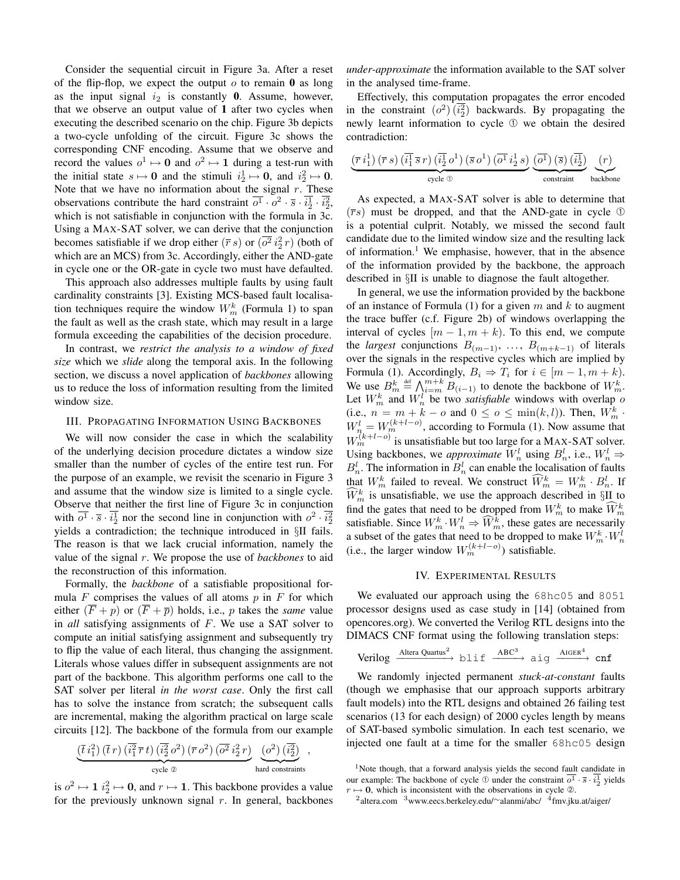Consider the sequential circuit in Figure 3a. After a reset of the flip-flop, we expect the output $o$ to remain **0** as long as the input signal $i_2$ is constantly **0**. Assume, however, that we observe an output value of **1** after two cycles when executing the described scenario on the chip. Figure 3b depicts a two-cycle unfolding of the circuit. Figure 3c shows the corresponding CNF encoding. Assume that we observe and record the values $o^1 \mapsto \mathbf{0}$ and $o^2 \mapsto \mathbf{1}$ during a test-run with the initial state $s \mapsto \mathbf{0}$ and the stimuli $i_2^1 \mapsto \mathbf{0}$, and $i_2^2 \mapsto \mathbf{0}$. Note that we have no information about the signal $r$. These observations contribute the hard constraint $\overline{o^1} \cdot o^2 \cdot \overline{s} \cdot \overline{i_2^1} \cdot \overline{i_2^2}$, which is not satisfiable in conjunction with the formula in 3c. Using a MAX-SAT solver, we can derive that the conjunction becomes satisfiable if we drop either $(\overline{r}\, s)$ or $(\overline{o^2}\, i_2^2\, r)$ (both of which are an MCS) from 3c. Accordingly, either the AND-gate in cycle one or the OR-gate in cycle two must have defaulted.

This approach also addresses multiple faults by using fault cardinality constraints [3]. Existing MCS-based fault localisation techniques require the window $W_m^k$ (Formula 1) to span the fault as well as the crash state, which may result in a large formula exceeding the capabilities of the decision procedure.

In contrast, we *restrict the analysis to a window of fixed size* which we *slide* along the temporal axis. In the following section, we discuss a novel application of *backbones* allowing us to reduce the loss of information resulting from the limited window size.

## III. Propagating Information Using Backbones

We will now consider the case in which the scalability of the underlying decision procedure dictates a window size smaller than the number of cycles of the entire test run. For the purpose of an example, we revisit the scenario in Figure 3 and assume that the window size is limited to a single cycle. Observe that neither the first line of Figure 3c in conjunction with $\overline{o^1} \cdot \overline{s} \cdot \overline{i_2^1}$ nor the second line in conjunction with $o^2 \cdot \overline{i_2^2}$ yields a contradiction; the technique introduced in §II fails. The reason is that we lack crucial information, namely the value of the signal $r$. We propose the use of *backbones* to aid the reconstruction of this information.

Formally, the *backbone* of a satisfiable propositional formula $F$ comprises the values of all atoms $p$ in $F$ for which either $(\overline{F} + p)$ or $(\overline{F} + \overline{p})$ holds, i.e., $p$ takes the *same* value in *all* satisfying assignments of $F$. We use a SAT solver to compute an initial satisfying assignment and subsequently try to flip the value of each literal, thus changing the assignment. Literals whose values differ in subsequent assignments are not part of the backbone. This algorithm performs one call to the SAT solver per literal *in the worst case*. Only the first call has to solve the instance from scratch; the subsequent calls are incremental, making the algorithm practical on large scale circuits [12]. The backbone of the formula from our example

$$\underbrace{(\overline{t}\, i_1^2)\,(\overline{t}\, r)\,(\overline{i_1^2}\, \overline{r}\, t)\,(\overline{i_2^2}\, o^2)\,(\overline{r}\, o^2)\,(\overline{o^2}\, i_2^2\, r)}_{\text{cycle ②}}\ \underbrace{(o^2)\,(\overline{i_2^2})}_{\text{hard constraints}}\ ,$$

is $o^2 \mapsto \mathbf{1}$ $i_2^2 \mapsto \mathbf{0}$, and $r \mapsto \mathbf{1}$. This backbone provides a value for the previously unknown signal $r$. In general, backbones *under-approximate* the information available to the SAT solver in the analysed time-frame.

Effectively, this computation propagates the error encoded in the constraint $(o^2)\,(\overline{i_2^2})$ backwards. By propagating the newly learnt information to cycle ① we obtain the desired contradiction:

$$\underbrace{(\overline{r}\, i_1^1)\,(\overline{r}\, s)\,(\overline{i_1^1}\, \overline{s}\, r)\,(\overline{i_2^1}\, o^1)\,(\overline{s}\, o^1)\,(\overline{o^1}\, i_2^1\, s)}_{\text{cycle ①}}\ \underbrace{(\overline{o^1})\,(\overline{s})\,(\overline{i_2^1})}_{\text{constraint}}\ \underbrace{(r)}_{\text{backbone}}$$

As expected, a MAX-SAT solver is able to determine that $(\overline{r}s)$ must be dropped, and that the AND-gate in cycle ① is a potential culprit. Notably, we missed the second fault candidate due to the limited window size and the resulting lack of information.[1] We emphasise, however, that in the absence of the information provided by the backbone, the approach described in §II is unable to diagnose the fault altogether.

In general, we use the information provided by the backbone of an instance of Formula (1) for a given $m$ and $k$ to augment the trace buffer (c.f. Figure 2b) of windows overlapping the interval of cycles $[m-1, m+k)$. To this end, we compute the *largest* conjunctions $B_{(m-1)}, \ldots, B_{(m+k-1)}$ of literals over the signals in the respective cycles which are implied by Formula (1). Accordingly, $B_i \Rightarrow T_i$ for $i \in [m-1, m+k)$. We use $B_m^k \stackrel{\text{def}}{=} \bigwedge_{i=m}^{m+k} B_{(i-1)}$ to denote the backbone of $W_m^k$. Let $W_m^k$ and $W_n^l$ be two *satisfiable* windows with overlap $o$ (i.e., $n = m + k - o$ and $0 \leq o \leq \min(k, l)$). Then, $W_m^k \cdot W_n^l = W_m^{(k+l-o)}$, according to Formula (1). Now assume that $W_m^{(k+l-o)}$ is unsatisfiable but too large for a MAX-SAT solver. Using backbones, we *approximate* $W_n^l$ using $B_n^l$, i.e., $W_n^l \Rightarrow B_n^l$. The information in $B_n^l$ can enable the localisation of faults that $W_m^k$ failed to reveal. We construct $\widehat{W}_m^k = W_m^k \cdot B_n^l$. If $\widehat{W}_m^k$ is unsatisfiable, we use the approach described in §II to find the gates that need to be dropped from $W_m^k$ to make $\widehat{W}_m^k$ satisfiable. Since $W_m^k \cdot W_n^l \Rightarrow \widehat{W}_m^k$, these gates are necessarily a subset of the gates that need to be dropped to make $W_m^k \cdot W_n^l$ (i.e., the larger window $W_m^{(k+l-o)}$) satisfiable.

## IV. Experimental Results

We evaluated our approach using the `68hc05` and `8051` processor designs used as case study in [14] (obtained from opencores.org). We converted the Verilog RTL designs into the DIMACS CNF format using the following translation steps:

$$\text{Verilog} \xrightarrow{\text{Altera Quartus}^2} \texttt{blif} \xrightarrow{\text{ABC}^3} \texttt{aig} \xrightarrow{\text{AIGER}^4} \texttt{cnf}$$

We randomly injected permanent *stuck-at-constant* faults (though we emphasise that our approach supports arbitrary fault models) into the RTL designs and obtained 26 failing test scenarios (13 for each design) of 2000 cycles length by means of SAT-based symbolic simulation. In each test scenario, we injected one fault at a time for the smaller `68hc05` design

[1] Note though, that a forward analysis yields the second fault candidate in our example: The backbone of cycle ① under the constraint $\overline{o^1} \cdot \overline{s} \cdot \overline{i_2^1}$ yields $r \mapsto \mathbf{0}$, which is inconsistent with the observations in cycle ②.

[2] altera.com [3] www.eecs.berkeley.edu/∼alanmi/abc/ [4] fmv.jku.at/aiger/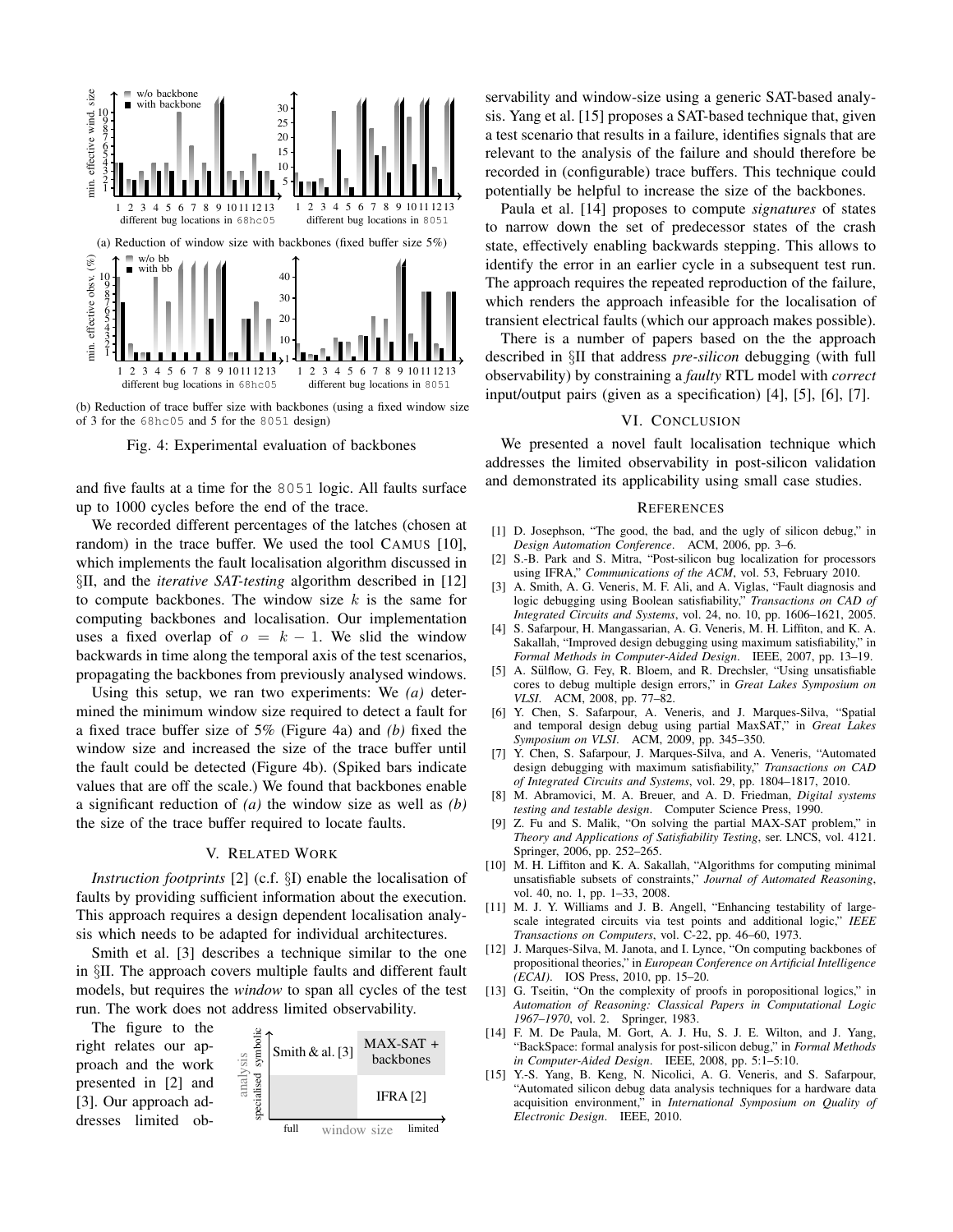w/o backbone
with backbone

min. effective wind. size

1 2 3 4 5 6 7 8 9 10 11 12 13
different bug locations in 68hc05

1 2 3 4 5 6 7 8 9 10 11 12 13
different bug locations in 8051

(a) Reduction of window size with backbones (fixed buffer size 5%)

w/o bb
with bb

min. effective obsv. (%)

1 2 3 4 5 6 7 8 9 10 11 12 13
different bug locations in 68hc05

1 2 3 4 5 6 7 8 9 10 11 12 13
different bug locations in 8051

(b) Reduction of trace buffer size with backbones (using a fixed window size of 3 for the 68hc05 and 5 for the 8051 design)

Fig. 4: Experimental evaluation of backbones

and five faults at a time for the 8051 logic. All faults surface up to 1000 cycles before the end of the trace.

We recorded different percentages of the latches (chosen at random) in the trace buffer. We used the tool CAMUS [10], which implements the fault localisation algorithm discussed in §II, and the *iterative SAT-testing* algorithm described in [12] to compute backbones. The window size $k$ is the same for computing backbones and localisation. Our implementation uses a fixed overlap of $o = k - 1$. We slid the window backwards in time along the temporal axis of the test scenarios, propagating the backbones from previously analysed windows.

Using this setup, we ran two experiments: We *(a)* determined the minimum window size required to detect a fault for a fixed trace buffer size of 5% (Figure 4a) and *(b)* fixed the window size and increased the size of the trace buffer until the fault could be detected (Figure 4b). (Spiked bars indicate values that are off the scale.) We found that backbones enable a significant reduction of *(a)* the window size as well as *(b)* the size of the trace buffer required to locate faults.

## V. Related Work

*Instruction footprints* [2] (c.f. §I) enable the localisation of faults by providing sufficient information about the execution. This approach requires a design dependent localisation analysis which needs to be adapted for individual architectures.

Smith et al. [3] describes a technique similar to the one in §II. The approach covers multiple faults and different fault models, but requires the *window* to span all cycles of the test run. The work does not address limited observability.

The figure to the right relates our approach and the work presented in [2] and [3]. Our approach addresses limited observability and window-size using a generic SAT-based analysis. Yang et al. [15] proposes a SAT-based technique that, given a test scenario that results in a failure, identifies signals that are relevant to the analysis of the failure and should therefore be recorded in (configurable) trace buffers. This technique could potentially be helpful to increase the size of the backbones.

analysis: symbolic / specialised
window size: full / limited
Smith & al. [3]
MAX-SAT + backbones
IFRA [2]

Paula et al. [14] proposes to compute *signatures* of states to narrow down the set of predecessor states of the crash state, effectively enabling backwards stepping. This allows to identify the error in an earlier cycle in a subsequent test run. The approach requires the repeated reproduction of the failure, which renders the approach infeasible for the localisation of transient electrical faults (which our approach makes possible).

There is a number of papers based on the the approach described in §II that address *pre-silicon* debugging (with full observability) by constraining a *faulty* RTL model with *correct* input/output pairs (given as a specification) [4], [5], [6], [7].

## VI. Conclusion

We presented a novel fault localisation technique which addresses the limited observability in post-silicon validation and demonstrated its applicability using small case studies.

## References

[1] D. Josephson, "The good, the bad, and the ugly of silicon debug," in *Design Automation Conference*. ACM, 2006, pp. 3–6.

[2] S.-B. Park and S. Mitra, "Post-silicon bug localization for processors using IFRA," *Communications of the ACM*, vol. 53, February 2010.

[3] A. Smith, A. G. Veneris, M. F. Ali, and A. Viglas, "Fault diagnosis and logic debugging using Boolean satisfiability," *Transactions on CAD of Integrated Circuits and Systems*, vol. 24, no. 10, pp. 1606–1621, 2005.

[4] S. Safarpour, H. Mangassarian, A. G. Veneris, M. H. Liffiton, and K. A. Sakallah, "Improved design debugging using maximum satisfiability," in *Formal Methods in Computer-Aided Design*. IEEE, 2007, pp. 13–19.

[5] A. Sülflow, G. Fey, R. Bloem, and R. Drechsler, "Using unsatisfiable cores to debug multiple design errors," in *Great Lakes Symposium on VLSI*. ACM, 2008, pp. 77–82.

[6] Y. Chen, S. Safarpour, A. Veneris, and J. Marques-Silva, "Spatial and temporal design debug using partial MaxSAT," in *Great Lakes Symposium on VLSI*. ACM, 2009, pp. 345–350.

[7] Y. Chen, S. Safarpour, J. Marques-Silva, and A. Veneris, "Automated design debugging with maximum satisfiability," *Transactions on CAD of Integrated Circuits and Systems*, vol. 29, pp. 1804–1817, 2010.

[8] M. Abramovici, M. A. Breuer, and A. D. Friedman, *Digital systems testing and testable design*. Computer Science Press, 1990.

[9] Z. Fu and S. Malik, "On solving the partial MAX-SAT problem," in *Theory and Applications of Satisfiability Testing*, ser. LNCS, vol. 4121. Springer, 2006, pp. 252–265.

[10] M. H. Liffiton and K. A. Sakallah, "Algorithms for computing minimal unsatisfiable subsets of constraints," *Journal of Automated Reasoning*, vol. 40, no. 1, pp. 1–33, 2008.

[11] M. J. Y. Williams and J. B. Angell, "Enhancing testability of large-scale integrated circuits via test points and additional logic," *IEEE Transactions on Computers*, vol. C-22, pp. 46–60, 1973.

[12] J. Marques-Silva, M. Janota, and I. Lynce, "On computing backbones of propositional theories," in *European Conference on Artificial Intelligence (ECAI)*. IOS Press, 2010, pp. 15–20.

[13] G. Tseitin, "On the complexity of proofs in poropositional logics," in *Automation of Reasoning: Classical Papers in Computational Logic 1967–1970*, vol. 2. Springer, 1983.

[14] F. M. De Paula, M. Gort, A. J. Hu, S. J. E. Wilton, and J. Yang, "BackSpace: formal analysis for post-silicon debug," in *Formal Methods in Computer-Aided Design*. IEEE, 2008, pp. 5:1–5:10.

[15] Y.-S. Yang, B. Keng, N. Nicolici, A. G. Veneris, and S. Safarpour, "Automated silicon debug data analysis techniques for a hardware data acquisition environment," in *International Symposium on Quality of Electronic Design*. IEEE, 2010.